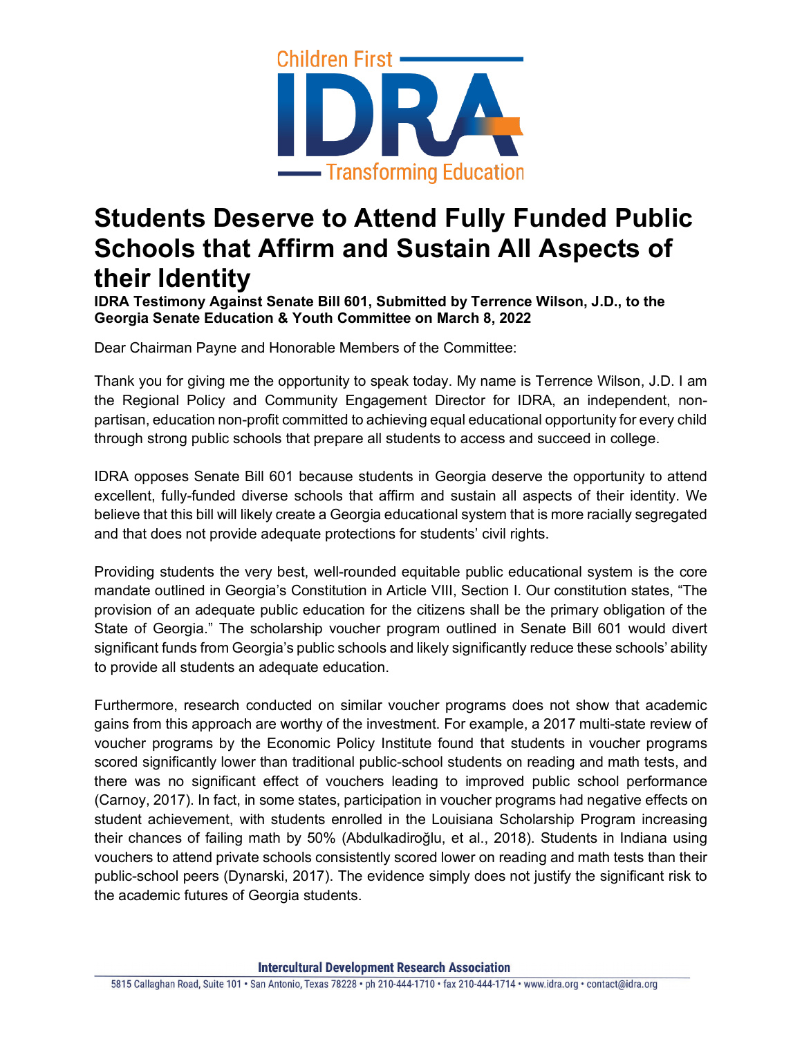# Students Deserve to Attend Fully Funded Public Schools that Affirm and Sustain All Aspects of their Identity

**IDRA Testimony Against Senate Bill 601, Submitted by Terrence Wilson, J.D., to the Georgia Senate Education & Youth Committee on March 8, 2022**

Dear Chairman Payne and Honorable Members of the Committee:

Thank you for giving me the opportunity to speak today. My name is Terrence Wilson, J.D. I am the Regional Policy and Community Engagement Director for IDRA, an independent, non-partisan, education non-profit committed to achieving equal educational opportunity for every child through strong public schools that prepare all students to access and succeed in college.

IDRA opposes Senate Bill 601 because students in Georgia deserve the opportunity to attend excellent, fully-funded diverse schools that affirm and sustain all aspects of their identity. We believe that this bill will likely create a Georgia educational system that is more racially segregated and that does not provide adequate protections for students' civil rights.

Providing students the very best, well-rounded equitable public educational system is the core mandate outlined in Georgia's Constitution in Article VIII, Section I. Our constitution states, "The provision of an adequate public education for the citizens shall be the primary obligation of the State of Georgia." The scholarship voucher program outlined in Senate Bill 601 would divert significant funds from Georgia's public schools and likely significantly reduce these schools' ability to provide all students an adequate education.

Furthermore, research conducted on similar voucher programs does not show that academic gains from this approach are worthy of the investment. For example, a 2017 multi-state review of voucher programs by the Economic Policy Institute found that students in voucher programs scored significantly lower than traditional public-school students on reading and math tests, and there was no significant effect of vouchers leading to improved public school performance (Carnoy, 2017). In fact, in some states, participation in voucher programs had negative effects on student achievement, with students enrolled in the Louisiana Scholarship Program increasing their chances of failing math by 50% (Abdulkadiroğlu, et al., 2018). Students in Indiana using vouchers to attend private schools consistently scored lower on reading and math tests than their public-school peers (Dynarski, 2017). The evidence simply does not justify the significant risk to the academic futures of Georgia students.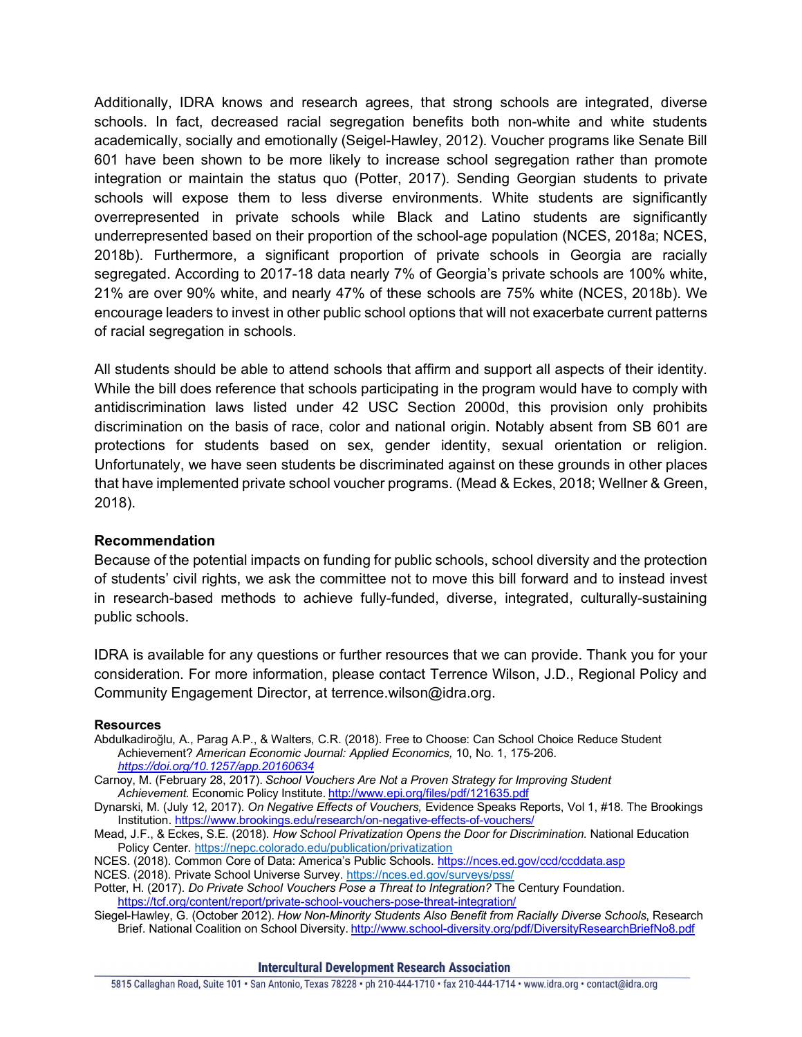Additionally, IDRA knows and research agrees, that strong schools are integrated, diverse schools. In fact, decreased racial segregation benefits both non-white and white students academically, socially and emotionally (Seigel-Hawley, 2012). Voucher programs like Senate Bill 601 have been shown to be more likely to increase school segregation rather than promote integration or maintain the status quo (Potter, 2017). Sending Georgian students to private schools will expose them to less diverse environments. White students are significantly overrepresented in private schools while Black and Latino students are significantly underrepresented based on their proportion of the school-age population (NCES, 2018a; NCES, 2018b). Furthermore, a significant proportion of private schools in Georgia are racially segregated. According to 2017-18 data nearly 7% of Georgia's private schools are 100% white, 21% are over 90% white, and nearly 47% of these schools are 75% white (NCES, 2018b). We encourage leaders to invest in other public school options that will not exacerbate current patterns of racial segregation in schools.

All students should be able to attend schools that affirm and support all aspects of their identity. While the bill does reference that schools participating in the program would have to comply with antidiscrimination laws listed under 42 USC Section 2000d, this provision only prohibits discrimination on the basis of race, color and national origin. Notably absent from SB 601 are protections for students based on sex, gender identity, sexual orientation or religion. Unfortunately, we have seen students be discriminated against on these grounds in other places that have implemented private school voucher programs. (Mead & Eckes, 2018; Wellner & Green, 2018).

**Recommendation**

Because of the potential impacts on funding for public schools, school diversity and the protection of students' civil rights, we ask the committee not to move this bill forward and to instead invest in research-based methods to achieve fully-funded, diverse, integrated, culturally-sustaining public schools.

IDRA is available for any questions or further resources that we can provide. Thank you for your consideration. For more information, please contact Terrence Wilson, J.D., Regional Policy and Community Engagement Director, at terrence.wilson@idra.org.

**Resources**

Abdulkadiroğlu, A., Parag A.P., & Walters, C.R. (2018). Free to Choose: Can School Choice Reduce Student Achievement? *American Economic Journal: Applied Economics,* 10, No. 1, 175-206. *https://doi.org/10.1257/app.20160634*

Carnoy, M. (February 28, 2017). *School Vouchers Are Not a Proven Strategy for Improving Student Achievement.* Economic Policy Institute. http://www.epi.org/files/pdf/121635.pdf

Dynarski, M. (July 12, 2017). *On Negative Effects of Vouchers,* Evidence Speaks Reports, Vol 1, #18. The Brookings Institution. https://www.brookings.edu/research/on-negative-effects-of-vouchers/

Mead, J.F., & Eckes, S.E. (2018). *How School Privatization Opens the Door for Discrimination.* National Education Policy Center. https://nepc.colorado.edu/publication/privatization

NCES. (2018). Common Core of Data: America's Public Schools. https://nces.ed.gov/ccd/ccddata.asp

NCES. (2018). Private School Universe Survey. https://nces.ed.gov/surveys/pss/

Potter, H. (2017). *Do Private School Vouchers Pose a Threat to Integration?* The Century Foundation. https://tcf.org/content/report/private-school-vouchers-pose-threat-integration/

Siegel-Hawley, G. (October 2012). *How Non-Minority Students Also Benefit from Racially Diverse Schools,* Research Brief. National Coalition on School Diversity. http://www.school-diversity.org/pdf/DiversityResearchBriefNo8.pdf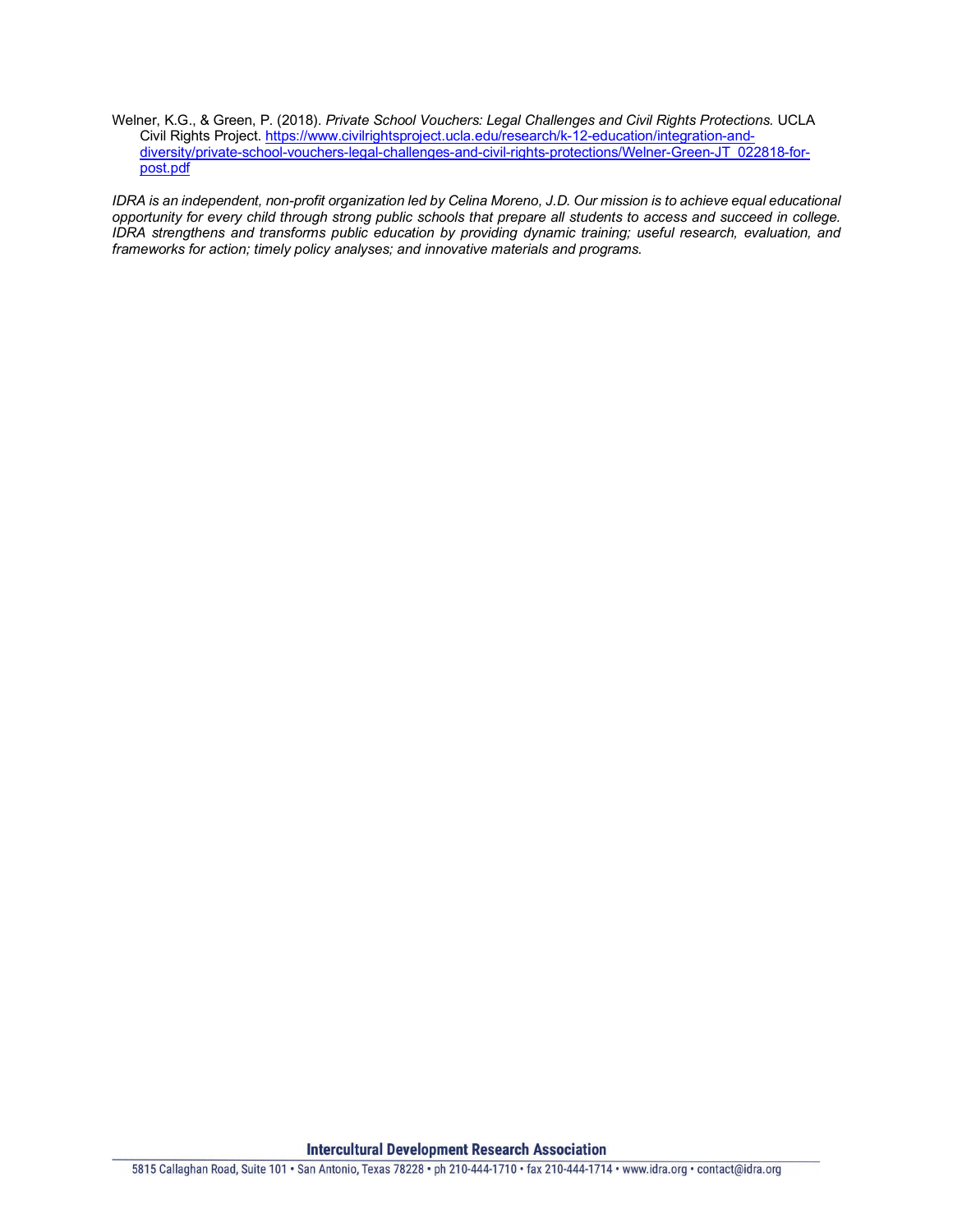Welner, K.G., & Green, P. (2018). *Private School Vouchers: Legal Challenges and Civil Rights Protections.* UCLA Civil Rights Project. https://www.civilrightsproject.ucla.edu/research/k-12-education/integration-and-diversity/private-school-vouchers-legal-challenges-and-civil-rights-protections/Welner-Green-JT_022818-for-post.pdf

*IDRA is an independent, non-profit organization led by Celina Moreno, J.D. Our mission is to achieve equal educational opportunity for every child through strong public schools that prepare all students to access and succeed in college. IDRA strengthens and transforms public education by providing dynamic training; useful research, evaluation, and frameworks for action; timely policy analyses; and innovative materials and programs.*